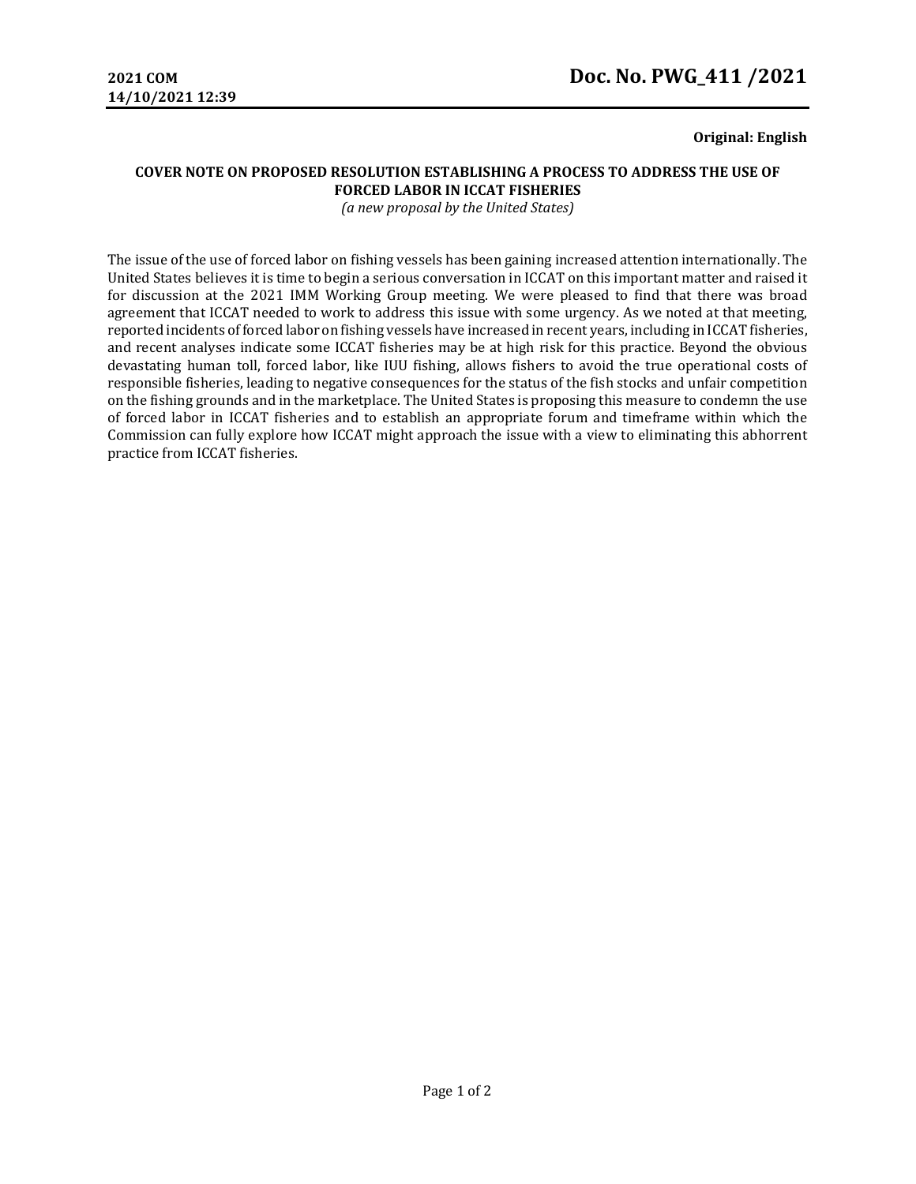**2021 COM**
**14/10/2021 12:39**

# Doc. No. PWG_411 /2021

**Original: English**

**COVER NOTE ON PROPOSED RESOLUTION ESTABLISHING A PROCESS TO ADDRESS THE USE OF FORCED LABOR IN ICCAT FISHERIES**
*(a new proposal by the United States)*

The issue of the use of forced labor on fishing vessels has been gaining increased attention internationally. The United States believes it is time to begin a serious conversation in ICCAT on this important matter and raised it for discussion at the 2021 IMM Working Group meeting. We were pleased to find that there was broad agreement that ICCAT needed to work to address this issue with some urgency. As we noted at that meeting, reported incidents of forced labor on fishing vessels have increased in recent years, including in ICCAT fisheries, and recent analyses indicate some ICCAT fisheries may be at high risk for this practice. Beyond the obvious devastating human toll, forced labor, like IUU fishing, allows fishers to avoid the true operational costs of responsible fisheries, leading to negative consequences for the status of the fish stocks and unfair competition on the fishing grounds and in the marketplace. The United States is proposing this measure to condemn the use of forced labor in ICCAT fisheries and to establish an appropriate forum and timeframe within which the Commission can fully explore how ICCAT might approach the issue with a view to eliminating this abhorrent practice from ICCAT fisheries.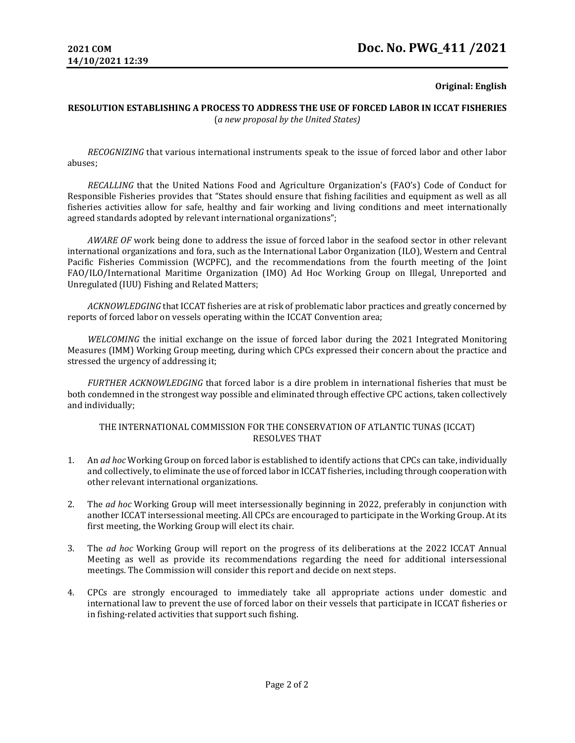**2021 COM**
**14/10/2021 12:39**

# Doc. No. PWG_411 /2021

**Original: English**

**RESOLUTION ESTABLISHING A PROCESS TO ADDRESS THE USE OF FORCED LABOR IN ICCAT FISHERIES**
(*a new proposal by the United States)*

*RECOGNIZING* that various international instruments speak to the issue of forced labor and other labor abuses;

*RECALLING* that the United Nations Food and Agriculture Organization's (FAO's) Code of Conduct for Responsible Fisheries provides that "States should ensure that fishing facilities and equipment as well as all fisheries activities allow for safe, healthy and fair working and living conditions and meet internationally agreed standards adopted by relevant international organizations";

*AWARE OF* work being done to address the issue of forced labor in the seafood sector in other relevant international organizations and fora, such as the International Labor Organization (ILO), Western and Central Pacific Fisheries Commission (WCPFC), and the recommendations from the fourth meeting of the Joint FAO/ILO/International Maritime Organization (IMO) Ad Hoc Working Group on Illegal, Unreported and Unregulated (IUU) Fishing and Related Matters;

*ACKNOWLEDGING* that ICCAT fisheries are at risk of problematic labor practices and greatly concerned by reports of forced labor on vessels operating within the ICCAT Convention area;

*WELCOMING* the initial exchange on the issue of forced labor during the 2021 Integrated Monitoring Measures (IMM) Working Group meeting, during which CPCs expressed their concern about the practice and stressed the urgency of addressing it;

*FURTHER ACKNOWLEDGING* that forced labor is a dire problem in international fisheries that must be both condemned in the strongest way possible and eliminated through effective CPC actions, taken collectively and individually;

THE INTERNATIONAL COMMISSION FOR THE CONSERVATION OF ATLANTIC TUNAS (ICCAT) RESOLVES THAT

1. An *ad hoc* Working Group on forced labor is established to identify actions that CPCs can take, individually and collectively, to eliminate the use of forced labor in ICCAT fisheries, including through cooperation with other relevant international organizations.

2. The *ad hoc* Working Group will meet intersessionally beginning in 2022, preferably in conjunction with another ICCAT intersessional meeting. All CPCs are encouraged to participate in the Working Group. At its first meeting, the Working Group will elect its chair.

3. The *ad hoc* Working Group will report on the progress of its deliberations at the 2022 ICCAT Annual Meeting as well as provide its recommendations regarding the need for additional intersessional meetings. The Commission will consider this report and decide on next steps.

4. CPCs are strongly encouraged to immediately take all appropriate actions under domestic and international law to prevent the use of forced labor on their vessels that participate in ICCAT fisheries or in fishing-related activities that support such fishing.